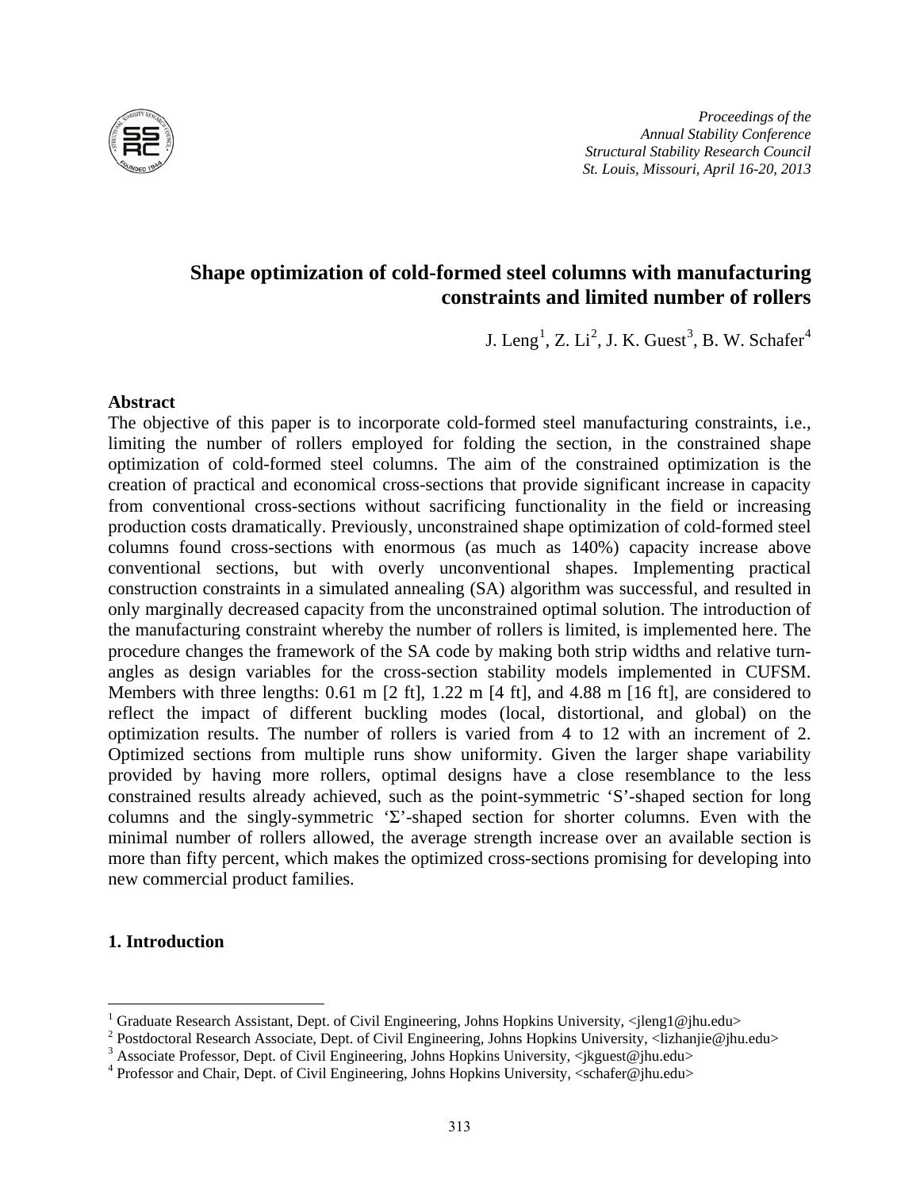*Proceedings of the*
*Annual Stability Conference*
*Structural Stability Research Council*
*St. Louis, Missouri, April 16-20, 2013*

# Shape optimization of cold-formed steel columns with manufacturing constraints and limited number of rollers

J. Leng[1], Z. Li[2], J. K. Guest[3], B. W. Schafer[4]

## Abstract

The objective of this paper is to incorporate cold-formed steel manufacturing constraints, i.e., limiting the number of rollers employed for folding the section, in the constrained shape optimization of cold-formed steel columns. The aim of the constrained optimization is the creation of practical and economical cross-sections that provide significant increase in capacity from conventional cross-sections without sacrificing functionality in the field or increasing production costs dramatically. Previously, unconstrained shape optimization of cold-formed steel columns found cross-sections with enormous (as much as 140%) capacity increase above conventional sections, but with overly unconventional shapes. Implementing practical construction constraints in a simulated annealing (SA) algorithm was successful, and resulted in only marginally decreased capacity from the unconstrained optimal solution. The introduction of the manufacturing constraint whereby the number of rollers is limited, is implemented here. The procedure changes the framework of the SA code by making both strip widths and relative turn-angles as design variables for the cross-section stability models implemented in CUFSM. Members with three lengths: 0.61 m [2 ft], 1.22 m [4 ft], and 4.88 m [16 ft], are considered to reflect the impact of different buckling modes (local, distortional, and global) on the optimization results. The number of rollers is varied from 4 to 12 with an increment of 2. Optimized sections from multiple runs show uniformity. Given the larger shape variability provided by having more rollers, optimal designs have a close resemblance to the less constrained results already achieved, such as the point-symmetric 'S'-shaped section for long columns and the singly-symmetric 'Σ'-shaped section for shorter columns. Even with the minimal number of rollers allowed, the average strength increase over an available section is more than fifty percent, which makes the optimized cross-sections promising for developing into new commercial product families.

## 1. Introduction

---

[1] Graduate Research Assistant, Dept. of Civil Engineering, Johns Hopkins University, <jleng1@jhu.edu>
[2] Postdoctoral Research Associate, Dept. of Civil Engineering, Johns Hopkins University, <lizhanjie@jhu.edu>
[3] Associate Professor, Dept. of Civil Engineering, Johns Hopkins University, <jkguest@jhu.edu>
[4] Professor and Chair, Dept. of Civil Engineering, Johns Hopkins University, <schafer@jhu.edu>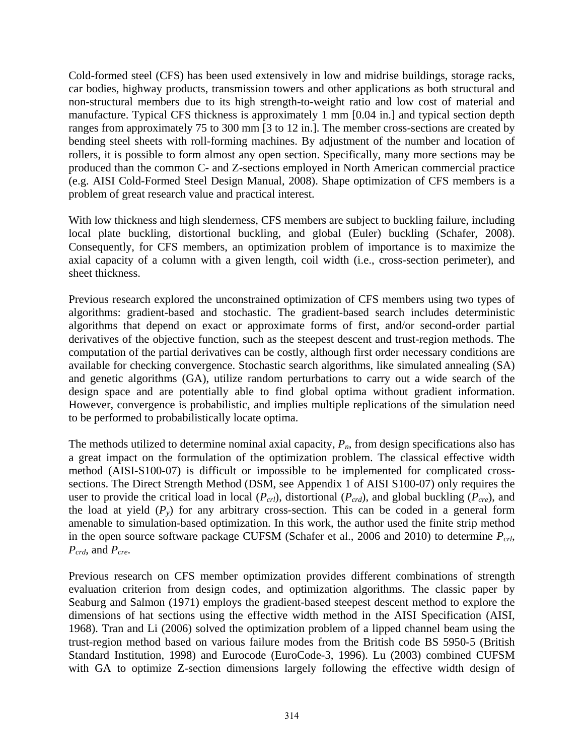Cold-formed steel (CFS) has been used extensively in low and midrise buildings, storage racks, car bodies, highway products, transmission towers and other applications as both structural and non-structural members due to its high strength-to-weight ratio and low cost of material and manufacture. Typical CFS thickness is approximately 1 mm [0.04 in.] and typical section depth ranges from approximately 75 to 300 mm [3 to 12 in.]. The member cross-sections are created by bending steel sheets with roll-forming machines. By adjustment of the number and location of rollers, it is possible to form almost any open section. Specifically, many more sections may be produced than the common C- and Z-sections employed in North American commercial practice (e.g. AISI Cold-Formed Steel Design Manual, 2008). Shape optimization of CFS members is a problem of great research value and practical interest.

With low thickness and high slenderness, CFS members are subject to buckling failure, including local plate buckling, distortional buckling, and global (Euler) buckling (Schafer, 2008). Consequently, for CFS members, an optimization problem of importance is to maximize the axial capacity of a column with a given length, coil width (i.e., cross-section perimeter), and sheet thickness.

Previous research explored the unconstrained optimization of CFS members using two types of algorithms: gradient-based and stochastic. The gradient-based search includes deterministic algorithms that depend on exact or approximate forms of first, and/or second-order partial derivatives of the objective function, such as the steepest descent and trust-region methods. The computation of the partial derivatives can be costly, although first order necessary conditions are available for checking convergence. Stochastic search algorithms, like simulated annealing (SA) and genetic algorithms (GA), utilize random perturbations to carry out a wide search of the design space and are potentially able to find global optima without gradient information. However, convergence is probabilistic, and implies multiple replications of the simulation need to be performed to probabilistically locate optima.

The methods utilized to determine nominal axial capacity, $P_n$, from design specifications also has a great impact on the formulation of the optimization problem. The classical effective width method (AISI-S100-07) is difficult or impossible to be implemented for complicated cross-sections. The Direct Strength Method (DSM, see Appendix 1 of AISI S100-07) only requires the user to provide the critical load in local ($P_{crl}$), distortional ($P_{crd}$), and global buckling ($P_{cre}$), and the load at yield ($P_y$) for any arbitrary cross-section. This can be coded in a general form amenable to simulation-based optimization. In this work, the author used the finite strip method in the open source software package CUFSM (Schafer et al., 2006 and 2010) to determine $P_{crl}$, $P_{crd}$, and $P_{cre}$.

Previous research on CFS member optimization provides different combinations of strength evaluation criterion from design codes, and optimization algorithms. The classic paper by Seaburg and Salmon (1971) employs the gradient-based steepest descent method to explore the dimensions of hat sections using the effective width method in the AISI Specification (AISI, 1968). Tran and Li (2006) solved the optimization problem of a lipped channel beam using the trust-region method based on various failure modes from the British code BS 5950-5 (British Standard Institution, 1998) and Eurocode (EuroCode-3, 1996). Lu (2003) combined CUFSM with GA to optimize Z-section dimensions largely following the effective width design of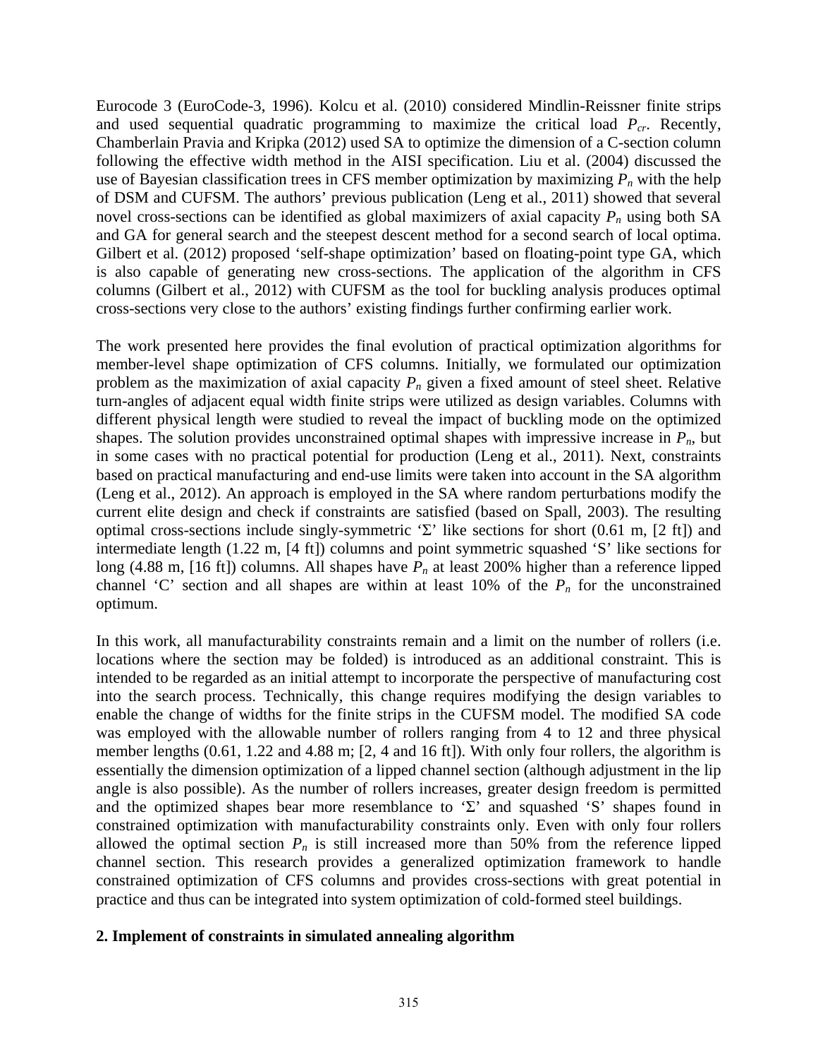Eurocode 3 (EuroCode-3, 1996). Kolcu et al. (2010) considered Mindlin-Reissner finite strips and used sequential quadratic programming to maximize the critical load $P_{cr}$. Recently, Chamberlain Pravia and Kripka (2012) used SA to optimize the dimension of a C-section column following the effective width method in the AISI specification. Liu et al. (2004) discussed the use of Bayesian classification trees in CFS member optimization by maximizing $P_n$ with the help of DSM and CUFSM. The authors' previous publication (Leng et al., 2011) showed that several novel cross-sections can be identified as global maximizers of axial capacity $P_n$ using both SA and GA for general search and the steepest descent method for a second search of local optima. Gilbert et al. (2012) proposed 'self-shape optimization' based on floating-point type GA, which is also capable of generating new cross-sections. The application of the algorithm in CFS columns (Gilbert et al., 2012) with CUFSM as the tool for buckling analysis produces optimal cross-sections very close to the authors' existing findings further confirming earlier work.

The work presented here provides the final evolution of practical optimization algorithms for member-level shape optimization of CFS columns. Initially, we formulated our optimization problem as the maximization of axial capacity $P_n$ given a fixed amount of steel sheet. Relative turn-angles of adjacent equal width finite strips were utilized as design variables. Columns with different physical length were studied to reveal the impact of buckling mode on the optimized shapes. The solution provides unconstrained optimal shapes with impressive increase in $P_n$, but in some cases with no practical potential for production (Leng et al., 2011). Next, constraints based on practical manufacturing and end-use limits were taken into account in the SA algorithm (Leng et al., 2012). An approach is employed in the SA where random perturbations modify the current elite design and check if constraints are satisfied (based on Spall, 2003). The resulting optimal cross-sections include singly-symmetric 'Σ' like sections for short (0.61 m, [2 ft]) and intermediate length (1.22 m, [4 ft]) columns and point symmetric squashed 'S' like sections for long (4.88 m, [16 ft]) columns. All shapes have $P_n$ at least 200% higher than a reference lipped channel 'C' section and all shapes are within at least 10% of the $P_n$ for the unconstrained optimum.

In this work, all manufacturability constraints remain and a limit on the number of rollers (i.e. locations where the section may be folded) is introduced as an additional constraint. This is intended to be regarded as an initial attempt to incorporate the perspective of manufacturing cost into the search process. Technically, this change requires modifying the design variables to enable the change of widths for the finite strips in the CUFSM model. The modified SA code was employed with the allowable number of rollers ranging from 4 to 12 and three physical member lengths (0.61, 1.22 and 4.88 m; [2, 4 and 16 ft]). With only four rollers, the algorithm is essentially the dimension optimization of a lipped channel section (although adjustment in the lip angle is also possible). As the number of rollers increases, greater design freedom is permitted and the optimized shapes bear more resemblance to 'Σ' and squashed 'S' shapes found in constrained optimization with manufacturability constraints only. Even with only four rollers allowed the optimal section $P_n$ is still increased more than 50% from the reference lipped channel section. This research provides a generalized optimization framework to handle constrained optimization of CFS columns and provides cross-sections with great potential in practice and thus can be integrated into system optimization of cold-formed steel buildings.

## 2. Implement of constraints in simulated annealing algorithm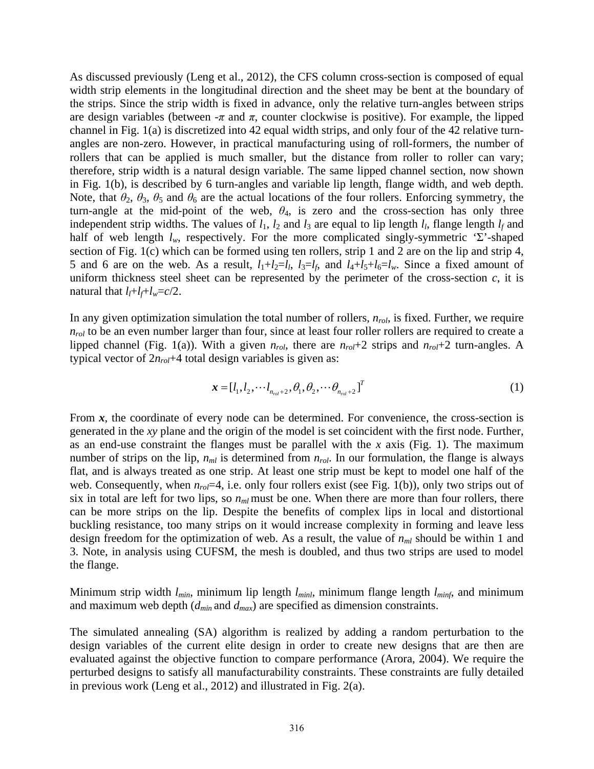As discussed previously (Leng et al., 2012), the CFS column cross-section is composed of equal width strip elements in the longitudinal direction and the sheet may be bent at the boundary of the strips. Since the strip width is fixed in advance, only the relative turn-angles between strips are design variables (between $-\pi$ and $\pi$, counter clockwise is positive). For example, the lipped channel in Fig. 1(a) is discretized into 42 equal width strips, and only four of the 42 relative turn-angles are non-zero. However, in practical manufacturing using of roll-formers, the number of rollers that can be applied is much smaller, but the distance from roller to roller can vary; therefore, strip width is a natural design variable. The same lipped channel section, now shown in Fig. 1(b), is described by 6 turn-angles and variable lip length, flange width, and web depth. Note, that $\theta_2$, $\theta_3$, $\theta_5$ and $\theta_6$ are the actual locations of the four rollers. Enforcing symmetry, the turn-angle at the mid-point of the web, $\theta_4$, is zero and the cross-section has only three independent strip widths. The values of $l_1$, $l_2$ and $l_3$ are equal to lip length $l_l$, flange length $l_f$ and half of web length $l_w$, respectively. For the more complicated singly-symmetric 'Σ'-shaped section of Fig. 1(c) which can be formed using ten rollers, strip 1 and 2 are on the lip and strip 4, 5 and 6 are on the web. As a result, $l_1+l_2=l_l$, $l_3=l_f$, and $l_4+l_5+l_6=l_w$. Since a fixed amount of uniform thickness steel sheet can be represented by the perimeter of the cross-section $c$, it is natural that $l_l+l_f+l_w=c/2$.

In any given optimization simulation the total number of rollers, $n_{rol}$, is fixed. Further, we require $n_{rol}$ to be an even number larger than four, since at least four roller rollers are required to create a lipped channel (Fig. 1(a)). With a given $n_{rol}$, there are $n_{rol}+2$ strips and $n_{rol}+2$ turn-angles. A typical vector of $2n_{rol}+4$ total design variables is given as:

$$\boldsymbol{x} = [l_1, l_2, \cdots l_{n_{rol}+2}, \theta_1, \theta_2, \cdots \theta_{n_{rol}+2}]^T \tag{1}$$

From $\boldsymbol{x}$, the coordinate of every node can be determined. For convenience, the cross-section is generated in the $xy$ plane and the origin of the model is set coincident with the first node. Further, as an end-use constraint the flanges must be parallel with the $x$ axis (Fig. 1). The maximum number of strips on the lip, $n_{ml}$ is determined from $n_{rol}$. In our formulation, the flange is always flat, and is always treated as one strip. At least one strip must be kept to model one half of the web. Consequently, when $n_{rol}=4$, i.e. only four rollers exist (see Fig. 1(b)), only two strips out of six in total are left for two lips, so $n_{ml}$ must be one. When there are more than four rollers, there can be more strips on the lip. Despite the benefits of complex lips in local and distortional buckling resistance, too many strips on it would increase complexity in forming and leave less design freedom for the optimization of web. As a result, the value of $n_{ml}$ should be within 1 and 3. Note, in analysis using CUFSM, the mesh is doubled, and thus two strips are used to model the flange.

Minimum strip width $l_{min}$, minimum lip length $l_{minl}$, minimum flange length $l_{minf}$, and minimum and maximum web depth ($d_{min}$ and $d_{max}$) are specified as dimension constraints.

The simulated annealing (SA) algorithm is realized by adding a random perturbation to the design variables of the current elite design in order to create new designs that are then are evaluated against the objective function to compare performance (Arora, 2004). We require the perturbed designs to satisfy all manufacturability constraints. These constraints are fully detailed in previous work (Leng et al., 2012) and illustrated in Fig. 2(a).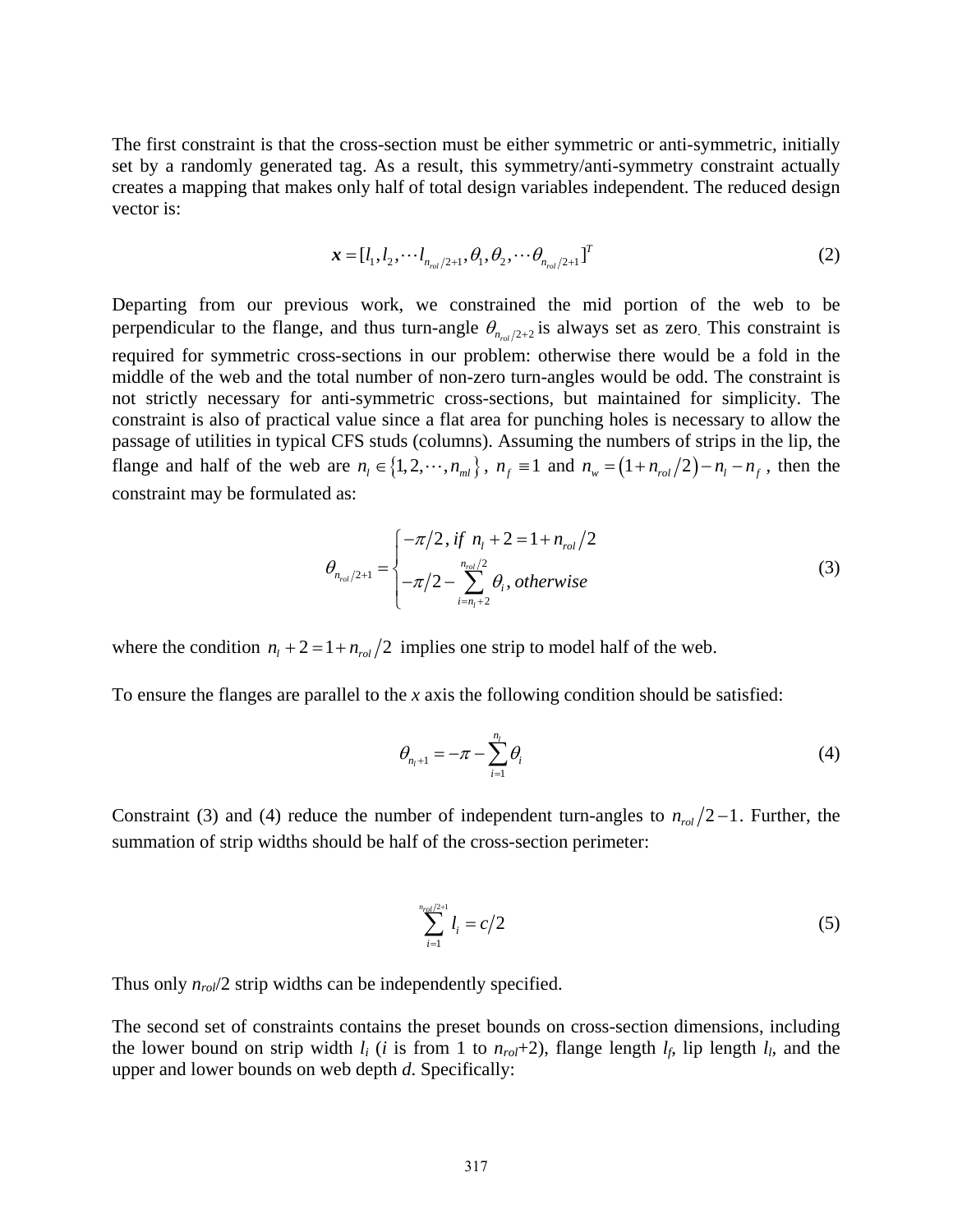The first constraint is that the cross-section must be either symmetric or anti-symmetric, initially set by a randomly generated tag. As a result, this symmetry/anti-symmetry constraint actually creates a mapping that makes only half of total design variables independent. The reduced design vector is:

$$\boldsymbol{x} = [l_1, l_2, \cdots l_{n_{rol}/2+1}, \theta_1, \theta_2, \cdots \theta_{n_{rol}/2+1}]^T \tag{2}$$

Departing from our previous work, we constrained the mid portion of the web to be perpendicular to the flange, and thus turn-angle $\theta_{n_{rol}/2+2}$ is always set as zero. This constraint is required for symmetric cross-sections in our problem: otherwise there would be a fold in the middle of the web and the total number of non-zero turn-angles would be odd. The constraint is not strictly necessary for anti-symmetric cross-sections, but maintained for simplicity. The constraint is also of practical value since a flat area for punching holes is necessary to allow the passage of utilities in typical CFS studs (columns). Assuming the numbers of strips in the lip, the flange and half of the web are $n_l \in \{1, 2, \cdots, n_{ml}\}$, $n_f \equiv 1$ and $n_w = (1 + n_{rol}/2) - n_l - n_f$, then the constraint may be formulated as:

$$\theta_{n_{rol}/2+1} = \begin{cases} -\pi/2, \, if \;\; n_l + 2 = 1 + n_{rol}/2 \\ -\pi/2 - \sum\limits_{i=n_l+2}^{n_{rol}/2} \theta_i, \, otherwise \end{cases} \tag{3}$$

where the condition $n_l + 2 = 1 + n_{rol}/2$ implies one strip to model half of the web.

To ensure the flanges are parallel to the *x* axis the following condition should be satisfied:

$$\theta_{n_l+1} = -\pi - \sum_{i=1}^{n_l} \theta_i \tag{4}$$

Constraint (3) and (4) reduce the number of independent turn-angles to $n_{rol}/2 - 1$. Further, the summation of strip widths should be half of the cross-section perimeter:

$$\sum_{i=1}^{n_{rol}/2+1} l_i = c/2 \tag{5}$$

Thus only $n_{rol}/2$ strip widths can be independently specified.

The second set of constraints contains the preset bounds on cross-section dimensions, including the lower bound on strip width $l_i$ ($i$ is from 1 to $n_{rol}$+2), flange length $l_f$, lip length $l_l$, and the upper and lower bounds on web depth $d$. Specifically: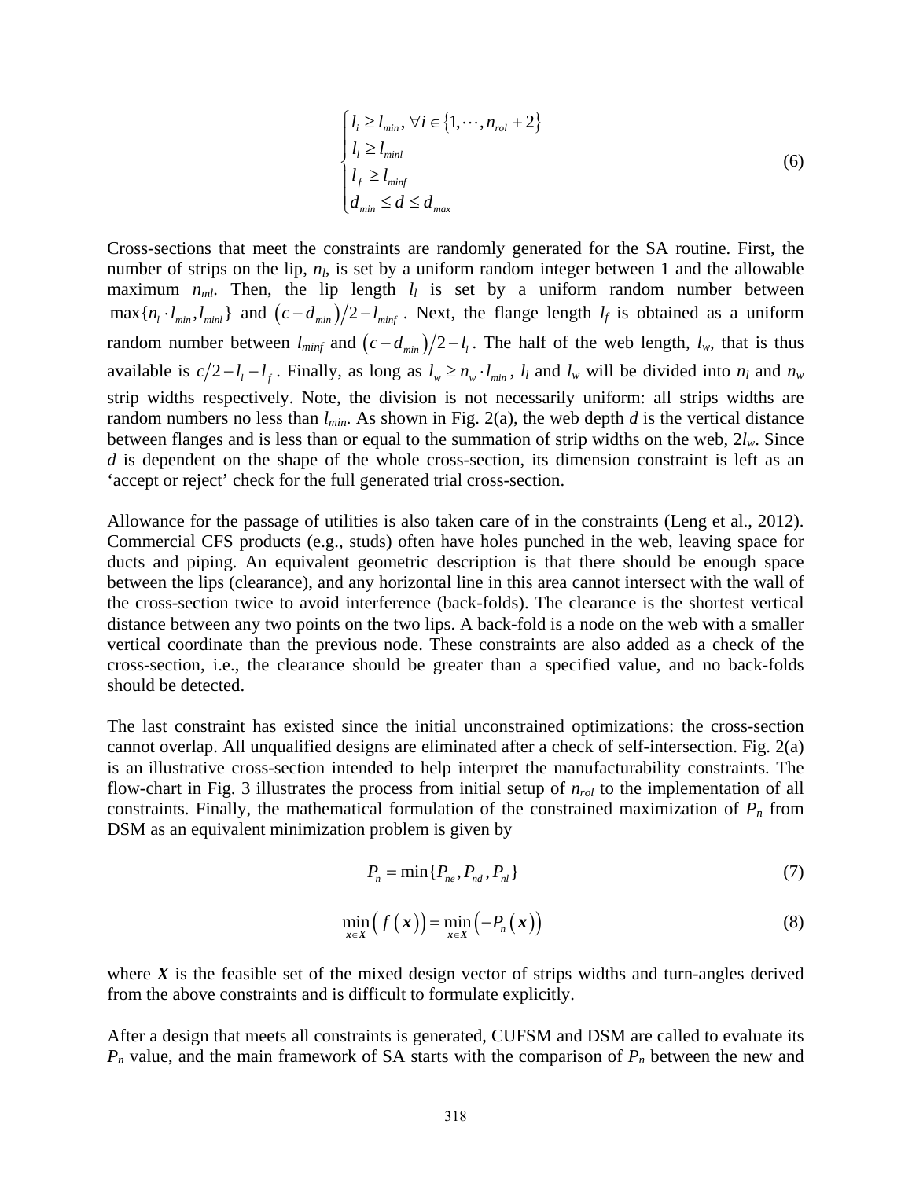$$
\begin{cases}
l_i \geq l_{min},\ \forall i \in \{1, \cdots, n_{rol}+2\} \\
l_l \geq l_{minl} \\
l_f \geq l_{minf} \\
d_{min} \leq d \leq d_{max}
\end{cases} \tag{6}
$$

Cross-sections that meet the constraints are randomly generated for the SA routine. First, the number of strips on the lip, $n_l$, is set by a uniform random integer between 1 and the allowable maximum $n_{ml}$. Then, the lip length $l_l$ is set by a uniform random number between $\max\{n_l \cdot l_{min}, l_{minl}\}$ and $(c - d_{min})/2 - l_{minf}$. Next, the flange length $l_f$ is obtained as a uniform random number between $l_{minf}$ and $(c - d_{min})/2 - l_l$. The half of the web length, $l_w$, that is thus available is $c/2 - l_l - l_f$. Finally, as long as $l_w \geq n_w \cdot l_{min}$, $l_l$ and $l_w$ will be divided into $n_l$ and $n_w$ strip widths respectively. Note, the division is not necessarily uniform: all strips widths are random numbers no less than $l_{min}$. As shown in Fig. 2(a), the web depth $d$ is the vertical distance between flanges and is less than or equal to the summation of strip widths on the web, $2l_w$. Since $d$ is dependent on the shape of the whole cross-section, its dimension constraint is left as an 'accept or reject' check for the full generated trial cross-section.

Allowance for the passage of utilities is also taken care of in the constraints (Leng et al., 2012). Commercial CFS products (e.g., studs) often have holes punched in the web, leaving space for ducts and piping. An equivalent geometric description is that there should be enough space between the lips (clearance), and any horizontal line in this area cannot intersect with the wall of the cross-section twice to avoid interference (back-folds). The clearance is the shortest vertical distance between any two points on the two lips. A back-fold is a node on the web with a smaller vertical coordinate than the previous node. These constraints are also added as a check of the cross-section, i.e., the clearance should be greater than a specified value, and no back-folds should be detected.

The last constraint has existed since the initial unconstrained optimizations: the cross-section cannot overlap. All unqualified designs are eliminated after a check of self-intersection. Fig. 2(a) is an illustrative cross-section intended to help interpret the manufacturability constraints. The flow-chart in Fig. 3 illustrates the process from initial setup of $n_{rol}$ to the implementation of all constraints. Finally, the mathematical formulation of the constrained maximization of $P_n$ from DSM as an equivalent minimization problem is given by

$$
P_n = \min\{P_{ne}, P_{nd}, P_{nl}\} \tag{7}
$$

$$
\min_{\boldsymbol{x} \in \boldsymbol{X}} \left( f\left(\boldsymbol{x}\right) \right) = \min_{\boldsymbol{x} \in \boldsymbol{X}} \left( -P_n\left(\boldsymbol{x}\right) \right) \tag{8}
$$

where $\boldsymbol{X}$ is the feasible set of the mixed design vector of strips widths and turn-angles derived from the above constraints and is difficult to formulate explicitly.

After a design that meets all constraints is generated, CUFSM and DSM are called to evaluate its $P_n$ value, and the main framework of SA starts with the comparison of $P_n$ between the new and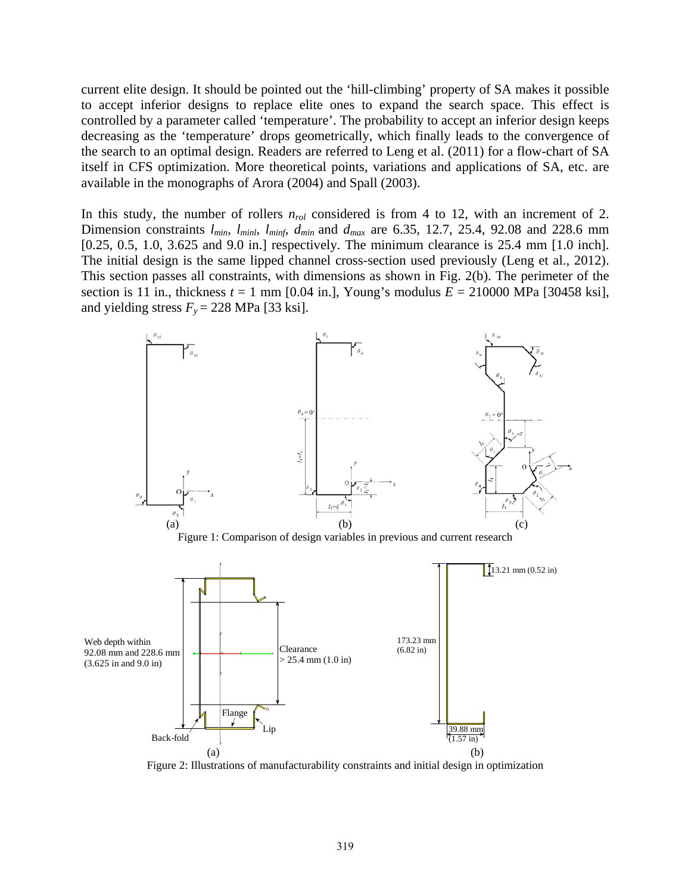current elite design. It should be pointed out the 'hill-climbing' property of SA makes it possible to accept inferior designs to replace elite ones to expand the search space. This effect is controlled by a parameter called 'temperature'. The probability to accept an inferior design keeps decreasing as the 'temperature' drops geometrically, which finally leads to the convergence of the search to an optimal design. Readers are referred to Leng et al. (2011) for a flow-chart of SA itself in CFS optimization. More theoretical points, variations and applications of SA, etc. are available in the monographs of Arora (2004) and Spall (2003).

In this study, the number of rollers $n_{rol}$ considered is from 4 to 12, with an increment of 2. Dimension constraints $l_{min}$, $l_{minl}$, $l_{minf}$, $d_{min}$ and $d_{max}$ are 6.35, 12.7, 25.4, 92.08 and 228.6 mm [0.25, 0.5, 1.0, 3.625 and 9.0 in.] respectively. The minimum clearance is 25.4 mm [1.0 inch]. The initial design is the same lipped channel cross-section used previously (Leng et al., 2012). This section passes all constraints, with dimensions as shown in Fig. 2(b). The perimeter of the section is 11 in., thickness $t$ = 1 mm [0.04 in.], Young's modulus $E$ = 210000 MPa [30458 ksi], and yielding stress $F_y$ = 228 MPa [33 ksi].

Figure 1: Comparison of design variables in previous and current research

Figure 2: Illustrations of manufacturability constraints and initial design in optimization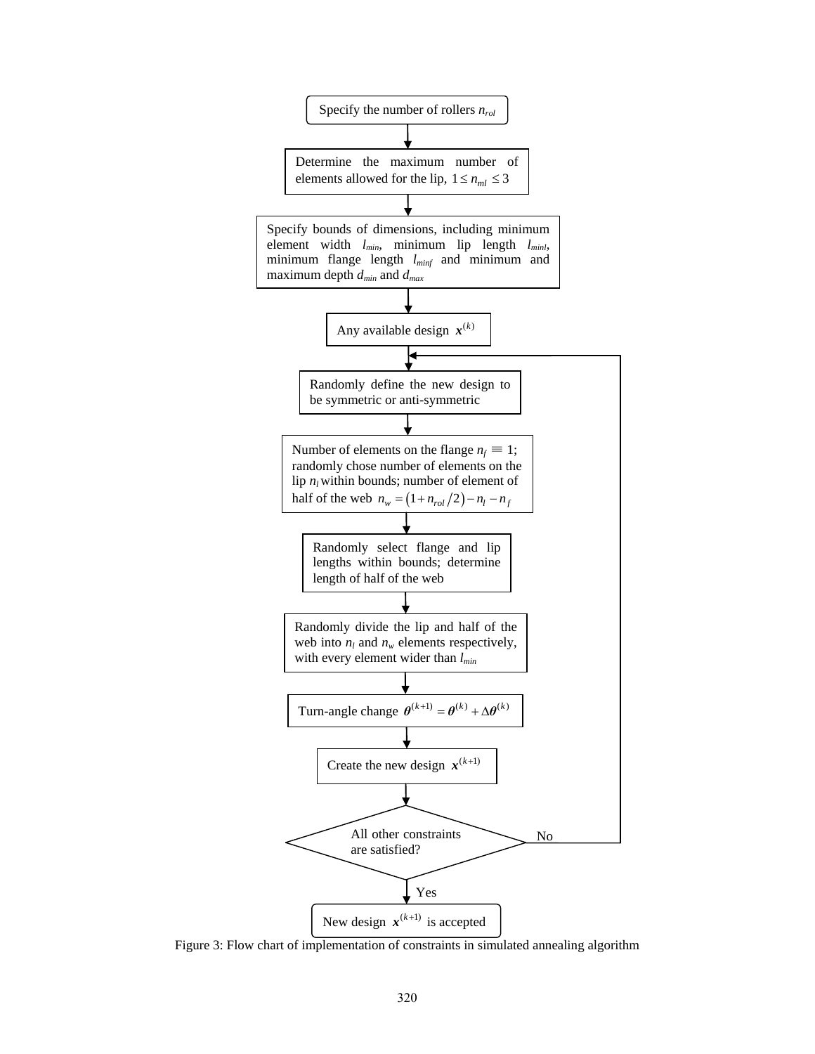Specify the number of rollers $n_{rol}$

↓

Determine the maximum number of elements allowed for the lip, $1 \le n_{ml} \le 3$

↓

Specify bounds of dimensions, including minimum element width $l_{min}$, minimum lip length $l_{minl}$, minimum flange length $l_{minf}$ and minimum and maximum depth $d_{min}$ and $d_{max}$

↓

Any available design $\boldsymbol{x}^{(k)}$

↓

Randomly define the new design to be symmetric or anti-symmetric

↓

Number of elements on the flange $n_f \equiv 1$; randomly chose number of elements on the lip $n_l$ within bounds; number of element of half of the web $n_w = (1 + n_{rol}/2) - n_l - n_f$

↓

Randomly select flange and lip lengths within bounds; determine length of half of the web

↓

Randomly divide the lip and half of the web into $n_l$ and $n_w$ elements respectively, with every element wider than $l_{min}$

↓

Turn-angle change $\boldsymbol{\theta}^{(k+1)} = \boldsymbol{\theta}^{(k)} + \Delta\boldsymbol{\theta}^{(k)}$

↓

Create the new design $\boldsymbol{x}^{(k+1)}$

↓

All other constraints are satisfied? — No: return to "Randomly define the new design to be symmetric or anti-symmetric"

↓ Yes

New design $\boldsymbol{x}^{(k+1)}$ is accepted

Figure 3: Flow chart of implementation of constraints in simulated annealing algorithm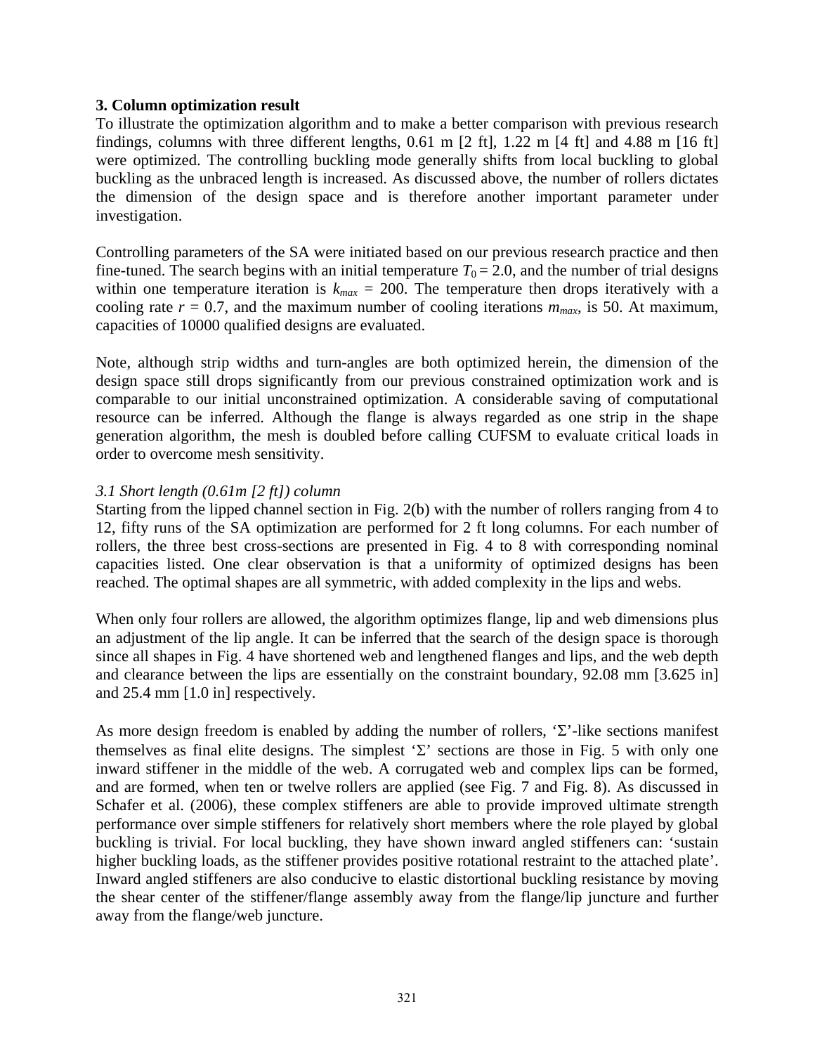## 3. Column optimization result

To illustrate the optimization algorithm and to make a better comparison with previous research findings, columns with three different lengths, 0.61 m [2 ft], 1.22 m [4 ft] and 4.88 m [16 ft] were optimized. The controlling buckling mode generally shifts from local buckling to global buckling as the unbraced length is increased. As discussed above, the number of rollers dictates the dimension of the design space and is therefore another important parameter under investigation.

Controlling parameters of the SA were initiated based on our previous research practice and then fine-tuned. The search begins with an initial temperature $T_0 = 2.0$, and the number of trial designs within one temperature iteration is $k_{max} = 200$. The temperature then drops iteratively with a cooling rate $r = 0.7$, and the maximum number of cooling iterations $m_{max}$, is 50. At maximum, capacities of 10000 qualified designs are evaluated.

Note, although strip widths and turn-angles are both optimized herein, the dimension of the design space still drops significantly from our previous constrained optimization work and is comparable to our initial unconstrained optimization. A considerable saving of computational resource can be inferred. Although the flange is always regarded as one strip in the shape generation algorithm, the mesh is doubled before calling CUFSM to evaluate critical loads in order to overcome mesh sensitivity.

### *3.1 Short length (0.61m [2 ft]) column*

Starting from the lipped channel section in Fig. 2(b) with the number of rollers ranging from 4 to 12, fifty runs of the SA optimization are performed for 2 ft long columns. For each number of rollers, the three best cross-sections are presented in Fig. 4 to 8 with corresponding nominal capacities listed. One clear observation is that a uniformity of optimized designs has been reached. The optimal shapes are all symmetric, with added complexity in the lips and webs.

When only four rollers are allowed, the algorithm optimizes flange, lip and web dimensions plus an adjustment of the lip angle. It can be inferred that the search of the design space is thorough since all shapes in Fig. 4 have shortened web and lengthened flanges and lips, and the web depth and clearance between the lips are essentially on the constraint boundary, 92.08 mm [3.625 in] and 25.4 mm [1.0 in] respectively.

As more design freedom is enabled by adding the number of rollers, 'Σ'-like sections manifest themselves as final elite designs. The simplest 'Σ' sections are those in Fig. 5 with only one inward stiffener in the middle of the web. A corrugated web and complex lips can be formed, and are formed, when ten or twelve rollers are applied (see Fig. 7 and Fig. 8). As discussed in Schafer et al. (2006), these complex stiffeners are able to provide improved ultimate strength performance over simple stiffeners for relatively short members where the role played by global buckling is trivial. For local buckling, they have shown inward angled stiffeners can: 'sustain higher buckling loads, as the stiffener provides positive rotational restraint to the attached plate'. Inward angled stiffeners are also conducive to elastic distortional buckling resistance by moving the shear center of the stiffener/flange assembly away from the flange/lip juncture and further away from the flange/web juncture.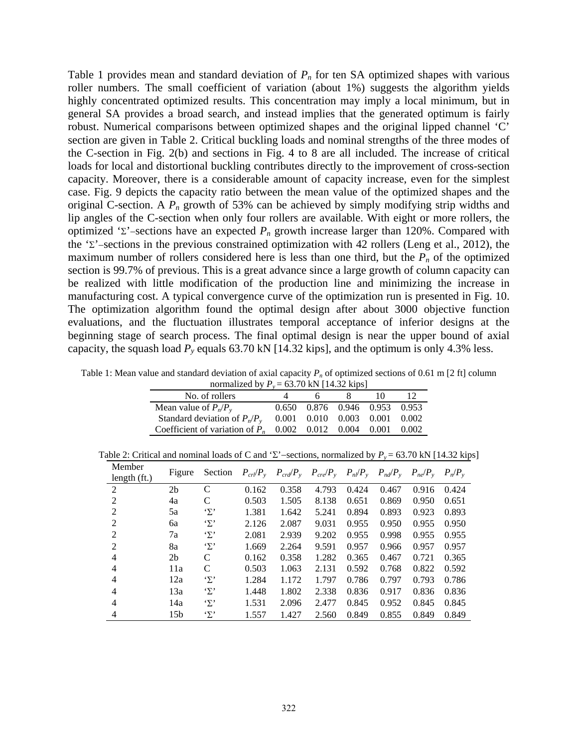Table 1 provides mean and standard deviation of $P_n$ for ten SA optimized shapes with various roller numbers. The small coefficient of variation (about 1%) suggests the algorithm yields highly concentrated optimized results. This concentration may imply a local minimum, but in general SA provides a broad search, and instead implies that the generated optimum is fairly robust. Numerical comparisons between optimized shapes and the original lipped channel 'C' section are given in Table 2. Critical buckling loads and nominal strengths of the three modes of the C-section in Fig. 2(b) and sections in Fig. 4 to 8 are all included. The increase of critical loads for local and distortional buckling contributes directly to the improvement of cross-section capacity. Moreover, there is a considerable amount of capacity increase, even for the simplest case. Fig. 9 depicts the capacity ratio between the mean value of the optimized shapes and the original C-section. A $P_n$ growth of 53% can be achieved by simply modifying strip widths and lip angles of the C-section when only four rollers are available. With eight or more rollers, the optimized '$\Sigma$'–sections have an expected $P_n$ growth increase larger than 120%. Compared with the '$\Sigma$'–sections in the previous constrained optimization with 42 rollers (Leng et al., 2012), the maximum number of rollers considered here is less than one third, but the $P_n$ of the optimized section is 99.7% of previous. This is a great advance since a large growth of column capacity can be realized with little modification of the production line and minimizing the increase in manufacturing cost. A typical convergence curve of the optimization run is presented in Fig. 10. The optimization algorithm found the optimal design after about 3000 objective function evaluations, and the fluctuation illustrates temporal acceptance of inferior designs at the beginning stage of search process. The final optimal design is near the upper bound of axial capacity, the squash load $P_y$ equals 63.70 kN [14.32 kips], and the optimum is only 4.3% less.

Table 1: Mean value and standard deviation of axial capacity $P_n$ of optimized sections of 0.61 m [2 ft] column normalized by $P_y$ = 63.70 kN [14.32 kips]

| No. of rollers | 4 | 6 | 8 | 10 | 12 |
|---|---|---|---|---|---|
| Mean value of $P_n/P_y$ | 0.650 | 0.876 | 0.946 | 0.953 | 0.953 |
| Standard deviation of $P_n/P_y$ | 0.001 | 0.010 | 0.003 | 0.001 | 0.002 |
| Coefficient of variation of $P_n$ | 0.002 | 0.012 | 0.004 | 0.001 | 0.002 |

Table 2: Critical and nominal loads of C and '$\Sigma$'–sections, normalized by $P_y$ = 63.70 kN [14.32 kips]

| Member length (ft.) | Figure | Section | $P_{crl}/P_y$ | $P_{crd}/P_y$ | $P_{cre}/P_y$ | $P_{nl}/P_y$ | $P_{nd}/P_y$ | $P_{ne}/P_y$ | $P_n/P_y$ |
|---|---|---|---|---|---|---|---|---|---|
| 2 | 2b | C | 0.162 | 0.358 | 4.793 | 0.424 | 0.467 | 0.916 | 0.424 |
| 2 | 4a | C | 0.503 | 1.505 | 8.138 | 0.651 | 0.869 | 0.950 | 0.651 |
| 2 | 5a | '$\Sigma$' | 1.381 | 1.642 | 5.241 | 0.894 | 0.893 | 0.923 | 0.893 |
| 2 | 6a | '$\Sigma$' | 2.126 | 2.087 | 9.031 | 0.955 | 0.950 | 0.955 | 0.950 |
| 2 | 7a | '$\Sigma$' | 2.081 | 2.939 | 9.202 | 0.955 | 0.998 | 0.955 | 0.955 |
| 2 | 8a | '$\Sigma$' | 1.669 | 2.264 | 9.591 | 0.957 | 0.966 | 0.957 | 0.957 |
| 4 | 2b | C | 0.162 | 0.358 | 1.282 | 0.365 | 0.467 | 0.721 | 0.365 |
| 4 | 11a | C | 0.503 | 1.063 | 2.131 | 0.592 | 0.768 | 0.822 | 0.592 |
| 4 | 12a | '$\Sigma$' | 1.284 | 1.172 | 1.797 | 0.786 | 0.797 | 0.793 | 0.786 |
| 4 | 13a | '$\Sigma$' | 1.448 | 1.802 | 2.338 | 0.836 | 0.917 | 0.836 | 0.836 |
| 4 | 14a | '$\Sigma$' | 1.531 | 2.096 | 2.477 | 0.845 | 0.952 | 0.845 | 0.845 |
| 4 | 15b | '$\Sigma$' | 1.557 | 1.427 | 2.560 | 0.849 | 0.855 | 0.849 | 0.849 |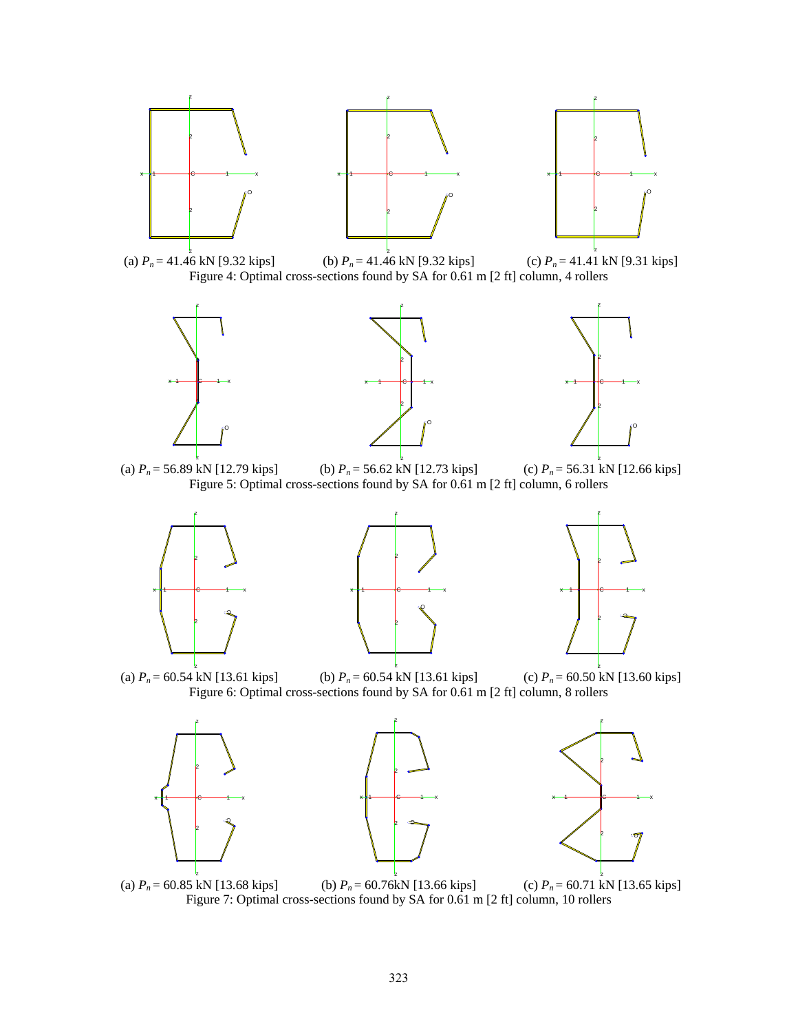(a) $P_n$ = 41.46 kN [9.32 kips] (b) $P_n$ = 41.46 kN [9.32 kips] (c) $P_n$ = 41.41 kN [9.31 kips]

Figure 4: Optimal cross-sections found by SA for 0.61 m [2 ft] column, 4 rollers

(a) $P_n$ = 56.89 kN [12.79 kips] (b) $P_n$ = 56.62 kN [12.73 kips] (c) $P_n$ = 56.31 kN [12.66 kips]

Figure 5: Optimal cross-sections found by SA for 0.61 m [2 ft] column, 6 rollers

(a) $P_n$ = 60.54 kN [13.61 kips] (b) $P_n$ = 60.54 kN [13.61 kips] (c) $P_n$ = 60.50 kN [13.60 kips]

Figure 6: Optimal cross-sections found by SA for 0.61 m [2 ft] column, 8 rollers

(a) $P_n$ = 60.85 kN [13.68 kips] (b) $P_n$ = 60.76kN [13.66 kips] (c) $P_n$ = 60.71 kN [13.65 kips]

Figure 7: Optimal cross-sections found by SA for 0.61 m [2 ft] column, 10 rollers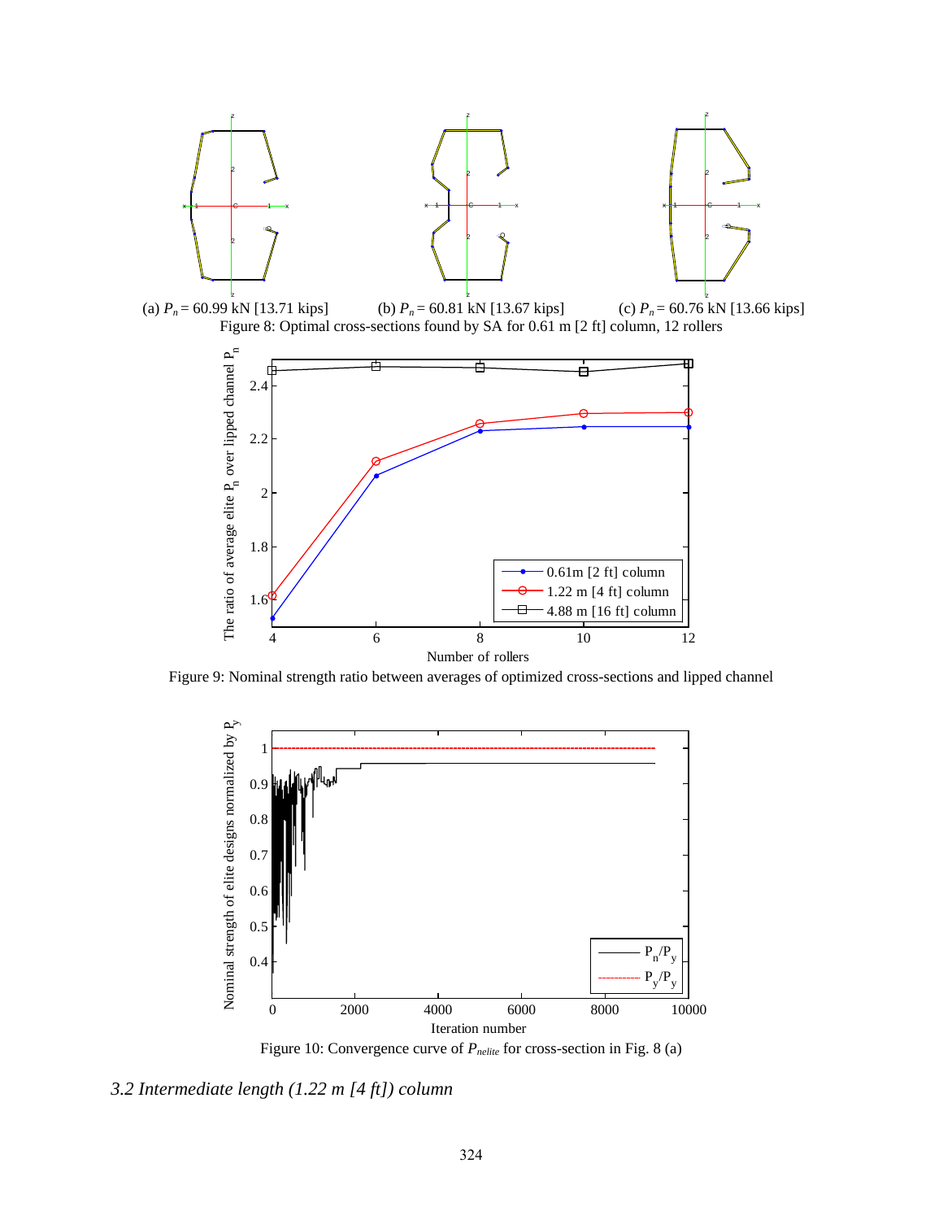(a) $P_n$ = 60.99 kN [13.71 kips] (b) $P_n$ = 60.81 kN [13.67 kips] (c) $P_n$ = 60.76 kN [13.66 kips]

Figure 8: Optimal cross-sections found by SA for 0.61 m [2 ft] column, 12 rollers

Figure 9: Nominal strength ratio between averages of optimized cross-sections and lipped channel

Figure 10: Convergence curve of $P_{nelite}$ for cross-section in Fig. 8 (a)

### *3.2 Intermediate length (1.22 m [4 ft]) column*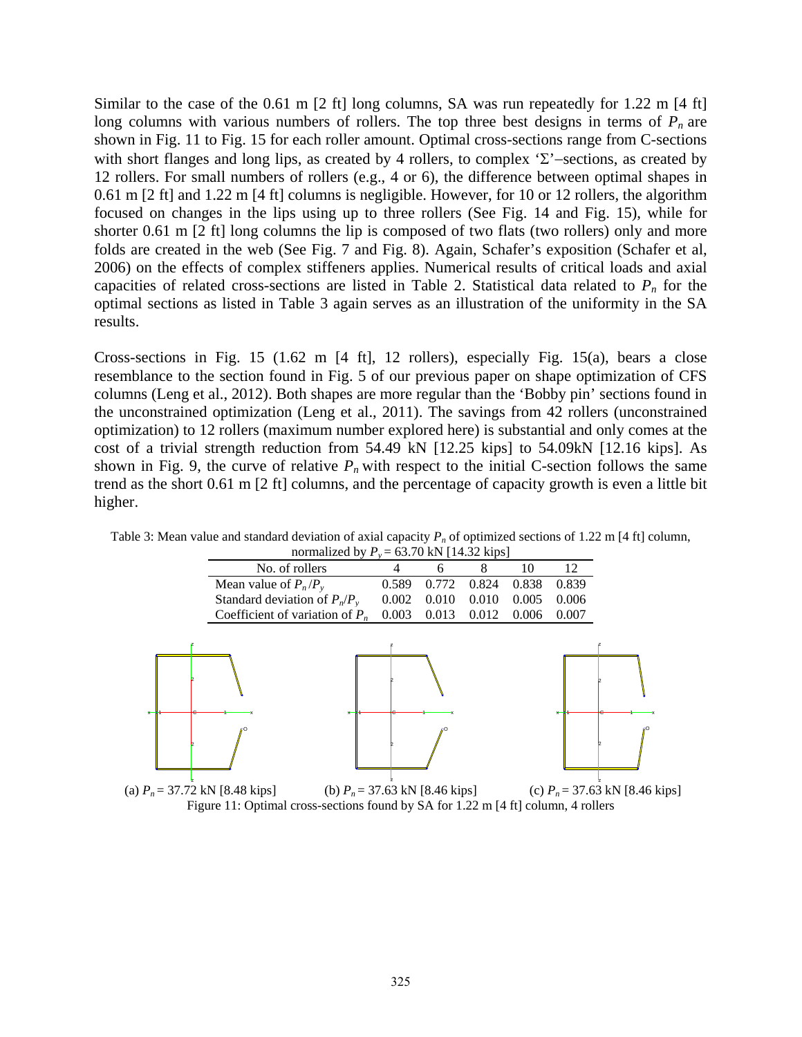Similar to the case of the 0.61 m [2 ft] long columns, SA was run repeatedly for 1.22 m [4 ft] long columns with various numbers of rollers. The top three best designs in terms of $P_n$ are shown in Fig. 11 to Fig. 15 for each roller amount. Optimal cross-sections range from C-sections with short flanges and long lips, as created by 4 rollers, to complex 'Σ'–sections, as created by 12 rollers. For small numbers of rollers (e.g., 4 or 6), the difference between optimal shapes in 0.61 m [2 ft] and 1.22 m [4 ft] columns is negligible. However, for 10 or 12 rollers, the algorithm focused on changes in the lips using up to three rollers (See Fig. 14 and Fig. 15), while for shorter 0.61 m [2 ft] long columns the lip is composed of two flats (two rollers) only and more folds are created in the web (See Fig. 7 and Fig. 8). Again, Schafer's exposition (Schafer et al, 2006) on the effects of complex stiffeners applies. Numerical results of critical loads and axial capacities of related cross-sections are listed in Table 2. Statistical data related to $P_n$ for the optimal sections as listed in Table 3 again serves as an illustration of the uniformity in the SA results.

Cross-sections in Fig. 15 (1.62 m [4 ft], 12 rollers), especially Fig. 15(a), bears a close resemblance to the section found in Fig. 5 of our previous paper on shape optimization of CFS columns (Leng et al., 2012). Both shapes are more regular than the 'Bobby pin' sections found in the unconstrained optimization (Leng et al., 2011). The savings from 42 rollers (unconstrained optimization) to 12 rollers (maximum number explored here) is substantial and only comes at the cost of a trivial strength reduction from 54.49 kN [12.25 kips] to 54.09kN [12.16 kips]. As shown in Fig. 9, the curve of relative $P_n$ with respect to the initial C-section follows the same trend as the short 0.61 m [2 ft] columns, and the percentage of capacity growth is even a little bit higher.

Table 3: Mean value and standard deviation of axial capacity $P_n$ of optimized sections of 1.22 m [4 ft] column, normalized by $P_y$ = 63.70 kN [14.32 kips]

| No. of rollers | 4 | 6 | 8 | 10 | 12 |
|---|---|---|---|---|---|
| Mean value of $P_n/P_y$ | 0.589 | 0.772 | 0.824 | 0.838 | 0.839 |
| Standard deviation of $P_n/P_y$ | 0.002 | 0.010 | 0.010 | 0.005 | 0.006 |
| Coefficient of variation of $P_n$ | 0.003 | 0.013 | 0.012 | 0.006 | 0.007 |

(a) $P_n$ = 37.72 kN [8.48 kips] (b) $P_n$ = 37.63 kN [8.46 kips] (c) $P_n$ = 37.63 kN [8.46 kips]

Figure 11: Optimal cross-sections found by SA for 1.22 m [4 ft] column, 4 rollers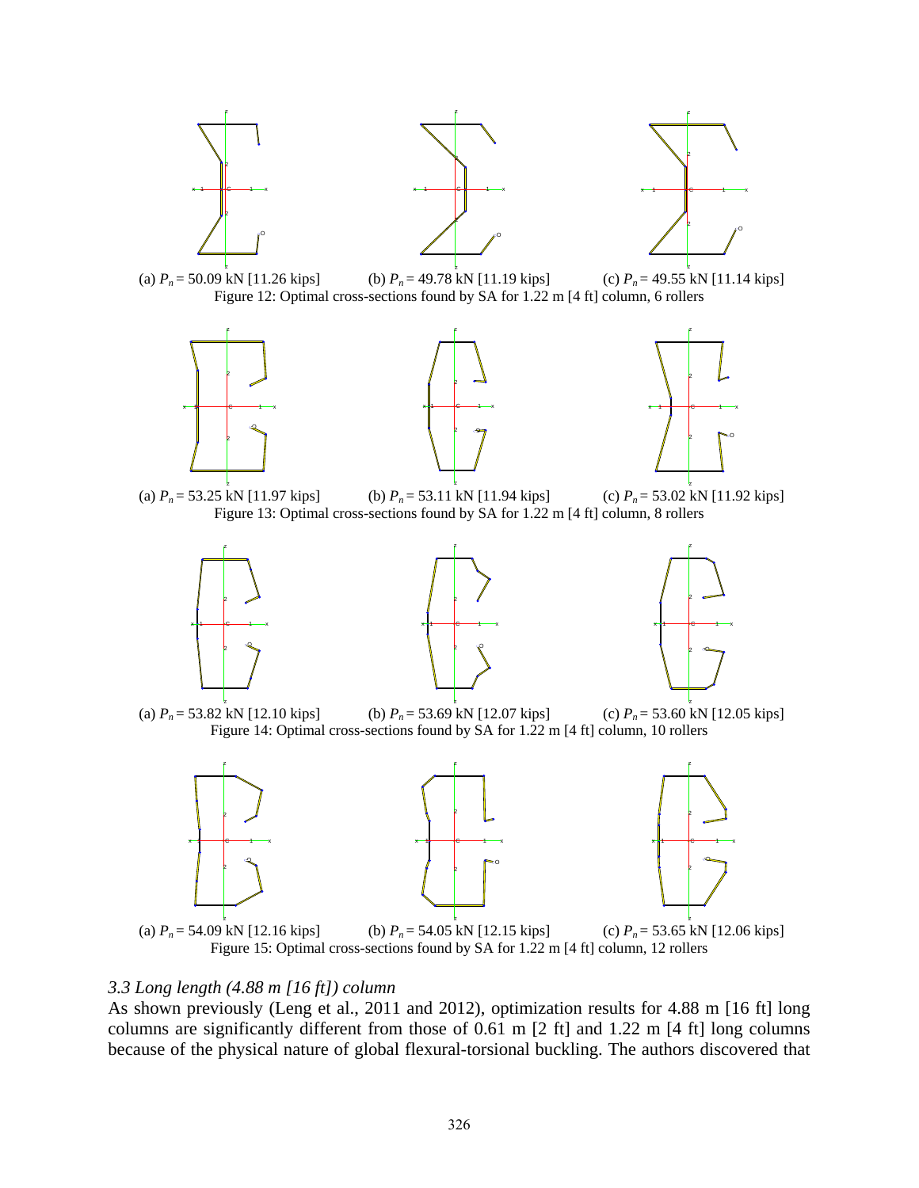(a) $P_n$ = 50.09 kN [11.26 kips] (b) $P_n$ = 49.78 kN [11.19 kips] (c) $P_n$ = 49.55 kN [11.14 kips]

Figure 12: Optimal cross-sections found by SA for 1.22 m [4 ft] column, 6 rollers

(a) $P_n$ = 53.25 kN [11.97 kips] (b) $P_n$ = 53.11 kN [11.94 kips] (c) $P_n$ = 53.02 kN [11.92 kips]

Figure 13: Optimal cross-sections found by SA for 1.22 m [4 ft] column, 8 rollers

(a) $P_n$ = 53.82 kN [12.10 kips] (b) $P_n$ = 53.69 kN [12.07 kips] (c) $P_n$ = 53.60 kN [12.05 kips]

Figure 14: Optimal cross-sections found by SA for 1.22 m [4 ft] column, 10 rollers

(a) $P_n$ = 54.09 kN [12.16 kips] (b) $P_n$ = 54.05 kN [12.15 kips] (c) $P_n$ = 53.65 kN [12.06 kips]

Figure 15: Optimal cross-sections found by SA for 1.22 m [4 ft] column, 12 rollers

### *3.3 Long length (4.88 m [16 ft]) column*

As shown previously (Leng et al., 2011 and 2012), optimization results for 4.88 m [16 ft] long columns are significantly different from those of 0.61 m [2 ft] and 1.22 m [4 ft] long columns because of the physical nature of global flexural-torsional buckling. The authors discovered that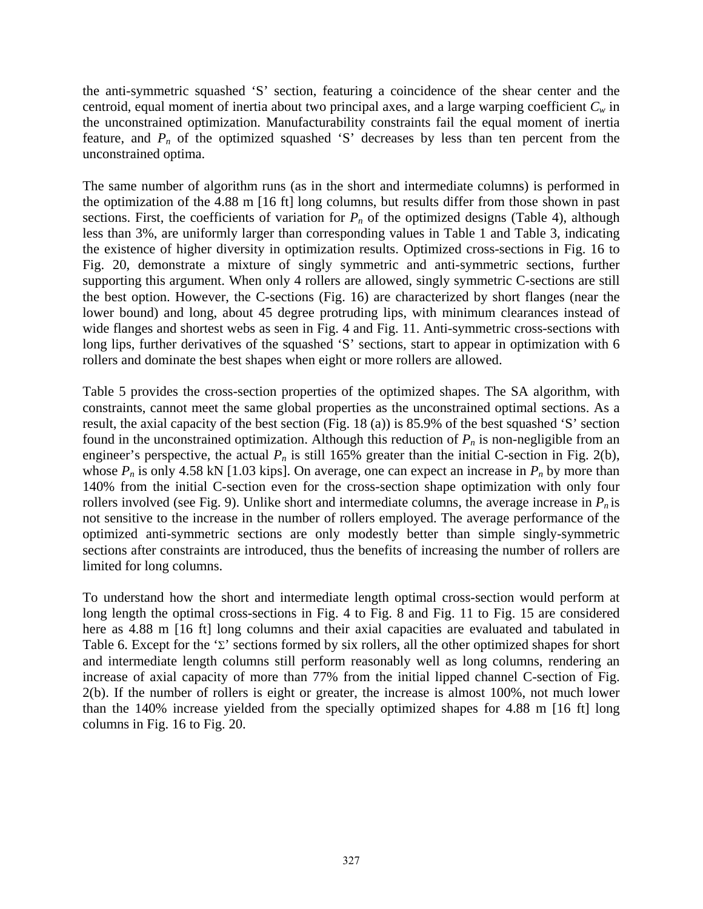the anti-symmetric squashed 'S' section, featuring a coincidence of the shear center and the centroid, equal moment of inertia about two principal axes, and a large warping coefficient $C_w$ in the unconstrained optimization. Manufacturability constraints fail the equal moment of inertia feature, and $P_n$ of the optimized squashed 'S' decreases by less than ten percent from the unconstrained optima.

The same number of algorithm runs (as in the short and intermediate columns) is performed in the optimization of the 4.88 m [16 ft] long columns, but results differ from those shown in past sections. First, the coefficients of variation for $P_n$ of the optimized designs (Table 4), although less than 3%, are uniformly larger than corresponding values in Table 1 and Table 3, indicating the existence of higher diversity in optimization results. Optimized cross-sections in Fig. 16 to Fig. 20, demonstrate a mixture of singly symmetric and anti-symmetric sections, further supporting this argument. When only 4 rollers are allowed, singly symmetric C-sections are still the best option. However, the C-sections (Fig. 16) are characterized by short flanges (near the lower bound) and long, about 45 degree protruding lips, with minimum clearances instead of wide flanges and shortest webs as seen in Fig. 4 and Fig. 11. Anti-symmetric cross-sections with long lips, further derivatives of the squashed 'S' sections, start to appear in optimization with 6 rollers and dominate the best shapes when eight or more rollers are allowed.

Table 5 provides the cross-section properties of the optimized shapes. The SA algorithm, with constraints, cannot meet the same global properties as the unconstrained optimal sections. As a result, the axial capacity of the best section (Fig. 18 (a)) is 85.9% of the best squashed 'S' section found in the unconstrained optimization. Although this reduction of $P_n$ is non-negligible from an engineer's perspective, the actual $P_n$ is still 165% greater than the initial C-section in Fig. 2(b), whose $P_n$ is only 4.58 kN [1.03 kips]. On average, one can expect an increase in $P_n$ by more than 140% from the initial C-section even for the cross-section shape optimization with only four rollers involved (see Fig. 9). Unlike short and intermediate columns, the average increase in $P_n$ is not sensitive to the increase in the number of rollers employed. The average performance of the optimized anti-symmetric sections are only modestly better than simple singly-symmetric sections after constraints are introduced, thus the benefits of increasing the number of rollers are limited for long columns.

To understand how the short and intermediate length optimal cross-section would perform at long length the optimal cross-sections in Fig. 4 to Fig. 8 and Fig. 11 to Fig. 15 are considered here as 4.88 m [16 ft] long columns and their axial capacities are evaluated and tabulated in Table 6. Except for the 'Σ' sections formed by six rollers, all the other optimized shapes for short and intermediate length columns still perform reasonably well as long columns, rendering an increase of axial capacity of more than 77% from the initial lipped channel C-section of Fig. 2(b). If the number of rollers is eight or greater, the increase is almost 100%, not much lower than the 140% increase yielded from the specially optimized shapes for 4.88 m [16 ft] long columns in Fig. 16 to Fig. 20.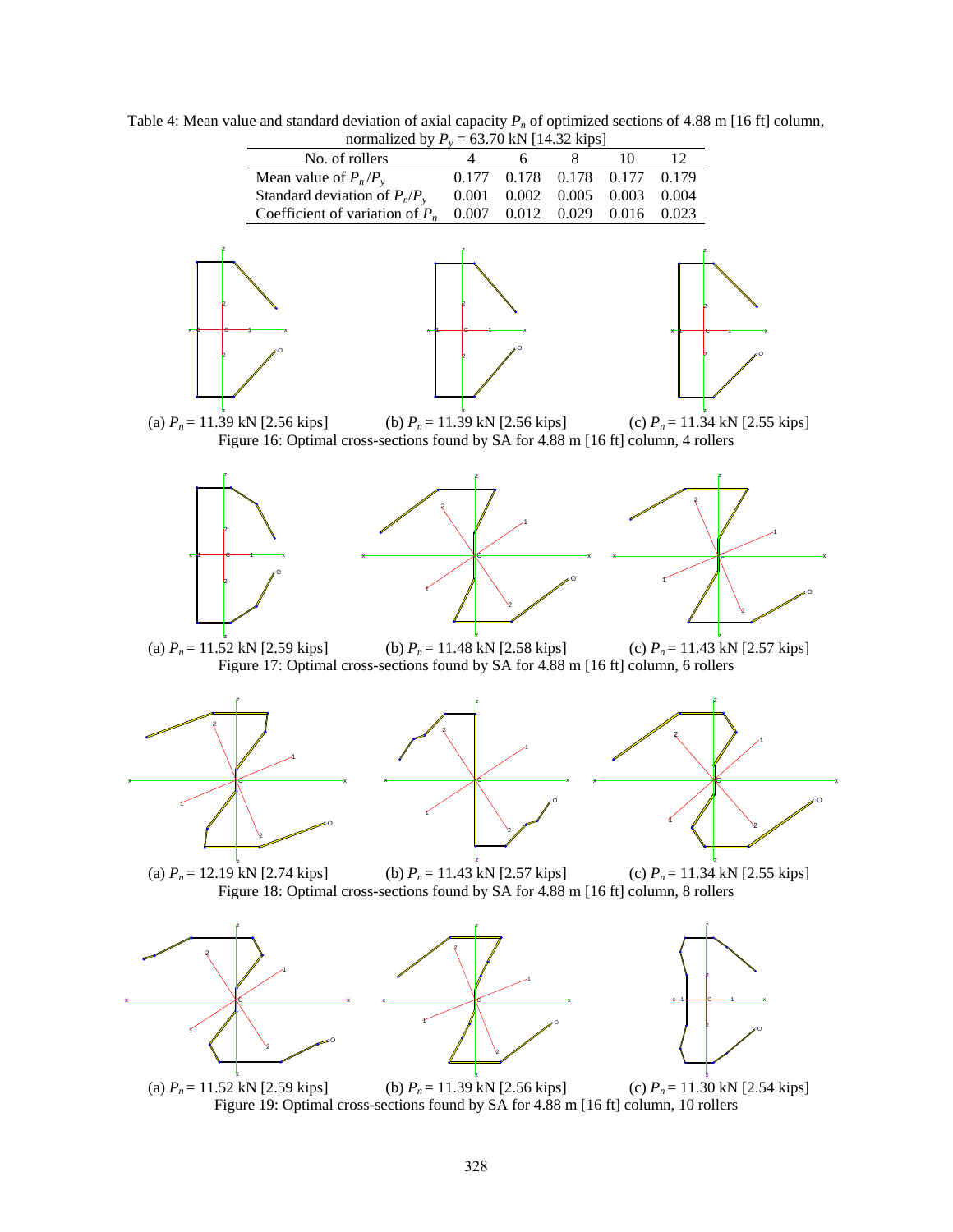Table 4: Mean value and standard deviation of axial capacity $P_n$ of optimized sections of 4.88 m [16 ft] column, normalized by $P_y$ = 63.70 kN [14.32 kips]

| No. of rollers | 4 | 6 | 8 | 10 | 12 |
|---|---|---|---|---|---|
| Mean value of $P_n/P_y$ | 0.177 | 0.178 | 0.178 | 0.177 | 0.179 |
| Standard deviation of $P_n/P_y$ | 0.001 | 0.002 | 0.005 | 0.003 | 0.004 |
| Coefficient of variation of $P_n$ | 0.007 | 0.012 | 0.029 | 0.016 | 0.023 |

(a) $P_n$ = 11.39 kN [2.56 kips] (b) $P_n$ = 11.39 kN [2.56 kips] (c) $P_n$ = 11.34 kN [2.55 kips]

Figure 16: Optimal cross-sections found by SA for 4.88 m [16 ft] column, 4 rollers

(a) $P_n$ = 11.52 kN [2.59 kips] (b) $P_n$ = 11.48 kN [2.58 kips] (c) $P_n$ = 11.43 kN [2.57 kips]

Figure 17: Optimal cross-sections found by SA for 4.88 m [16 ft] column, 6 rollers

(a) $P_n$ = 12.19 kN [2.74 kips] (b) $P_n$ = 11.43 kN [2.57 kips] (c) $P_n$ = 11.34 kN [2.55 kips]

Figure 18: Optimal cross-sections found by SA for 4.88 m [16 ft] column, 8 rollers

(a) $P_n$ = 11.52 kN [2.59 kips] (b) $P_n$ = 11.39 kN [2.56 kips] (c) $P_n$ = 11.30 kN [2.54 kips]

Figure 19: Optimal cross-sections found by SA for 4.88 m [16 ft] column, 10 rollers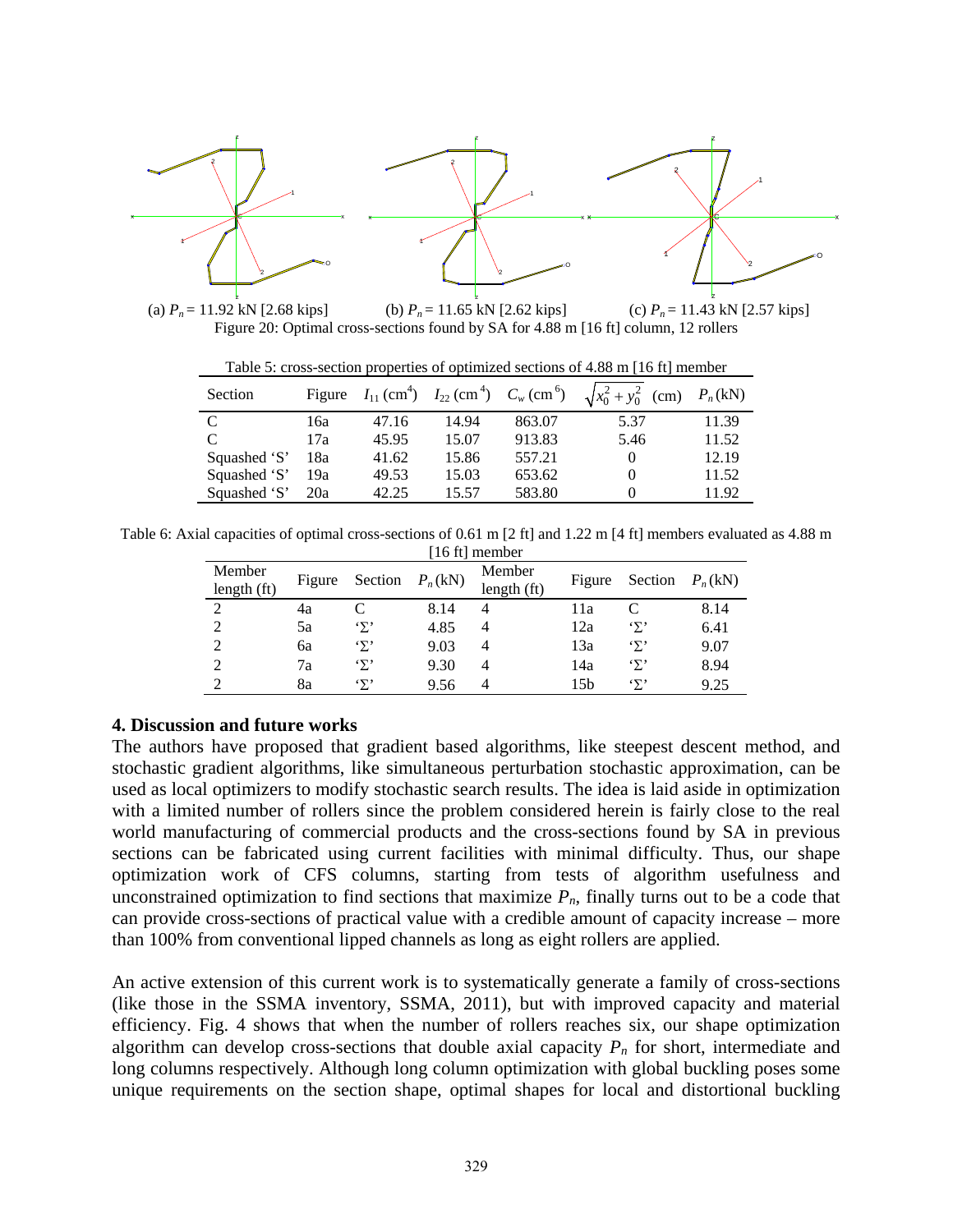(a) $P_n$ = 11.92 kN [2.68 kips] (b) $P_n$ = 11.65 kN [2.62 kips] (c) $P_n$ = 11.43 kN [2.57 kips]

Figure 20: Optimal cross-sections found by SA for 4.88 m [16 ft] column, 12 rollers

Table 5: cross-section properties of optimized sections of 4.88 m [16 ft] member

| Section | Figure | $I_{11}$ (cm$^4$) | $I_{22}$ (cm$^4$) | $C_w$ (cm$^6$) | $\sqrt{x_0^2 + y_0^2}$ (cm) | $P_n$ (kN) |
|---|---|---|---|---|---|---|
| C | 16a | 47.16 | 14.94 | 863.07 | 5.37 | 11.39 |
| C | 17a | 45.95 | 15.07 | 913.83 | 5.46 | 11.52 |
| Squashed 'S' | 18a | 41.62 | 15.86 | 557.21 | 0 | 12.19 |
| Squashed 'S' | 19a | 49.53 | 15.03 | 653.62 | 0 | 11.52 |
| Squashed 'S' | 20a | 42.25 | 15.57 | 583.80 | 0 | 11.92 |

Table 6: Axial capacities of optimal cross-sections of 0.61 m [2 ft] and 1.22 m [4 ft] members evaluated as 4.88 m [16 ft] member

| Member length (ft) | Figure | Section | $P_n$ (kN) | Member length (ft) | Figure | Section | $P_n$ (kN) |
|---|---|---|---|---|---|---|---|
| 2 | 4a | C | 8.14 | 4 | 11a | C | 8.14 |
| 2 | 5a | 'Σ' | 4.85 | 4 | 12a | 'Σ' | 6.41 |
| 2 | 6a | 'Σ' | 9.03 | 4 | 13a | 'Σ' | 9.07 |
| 2 | 7a | 'Σ' | 9.30 | 4 | 14a | 'Σ' | 8.94 |
| 2 | 8a | 'Σ' | 9.56 | 4 | 15b | 'Σ' | 9.25 |

## 4. Discussion and future works

The authors have proposed that gradient based algorithms, like steepest descent method, and stochastic gradient algorithms, like simultaneous perturbation stochastic approximation, can be used as local optimizers to modify stochastic search results. The idea is laid aside in optimization with a limited number of rollers since the problem considered herein is fairly close to the real world manufacturing of commercial products and the cross-sections found by SA in previous sections can be fabricated using current facilities with minimal difficulty. Thus, our shape optimization work of CFS columns, starting from tests of algorithm usefulness and unconstrained optimization to find sections that maximize $P_n$, finally turns out to be a code that can provide cross-sections of practical value with a credible amount of capacity increase – more than 100% from conventional lipped channels as long as eight rollers are applied.

An active extension of this current work is to systematically generate a family of cross-sections (like those in the SSMA inventory, SSMA, 2011), but with improved capacity and material efficiency. Fig. 4 shows that when the number of rollers reaches six, our shape optimization algorithm can develop cross-sections that double axial capacity $P_n$ for short, intermediate and long columns respectively. Although long column optimization with global buckling poses some unique requirements on the section shape, optimal shapes for local and distortional buckling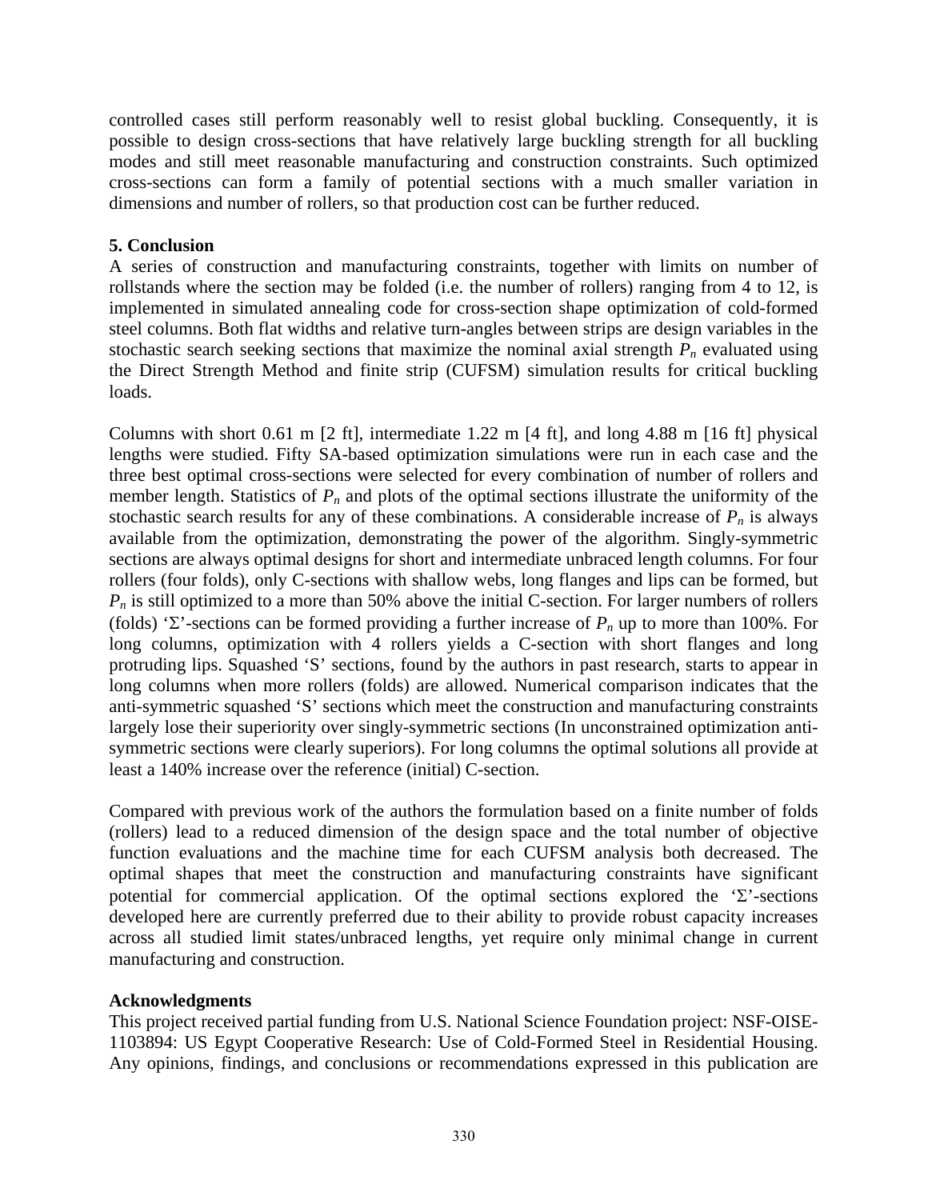controlled cases still perform reasonably well to resist global buckling. Consequently, it is possible to design cross-sections that have relatively large buckling strength for all buckling modes and still meet reasonable manufacturing and construction constraints. Such optimized cross-sections can form a family of potential sections with a much smaller variation in dimensions and number of rollers, so that production cost can be further reduced.

## 5. Conclusion

A series of construction and manufacturing constraints, together with limits on number of rollstands where the section may be folded (i.e. the number of rollers) ranging from 4 to 12, is implemented in simulated annealing code for cross-section shape optimization of cold-formed steel columns. Both flat widths and relative turn-angles between strips are design variables in the stochastic search seeking sections that maximize the nominal axial strength $P_n$ evaluated using the Direct Strength Method and finite strip (CUFSM) simulation results for critical buckling loads.

Columns with short 0.61 m [2 ft], intermediate 1.22 m [4 ft], and long 4.88 m [16 ft] physical lengths were studied. Fifty SA-based optimization simulations were run in each case and the three best optimal cross-sections were selected for every combination of number of rollers and member length. Statistics of $P_n$ and plots of the optimal sections illustrate the uniformity of the stochastic search results for any of these combinations. A considerable increase of $P_n$ is always available from the optimization, demonstrating the power of the algorithm. Singly-symmetric sections are always optimal designs for short and intermediate unbraced length columns. For four rollers (four folds), only C-sections with shallow webs, long flanges and lips can be formed, but $P_n$ is still optimized to a more than 50% above the initial C-section. For larger numbers of rollers (folds) 'Σ'-sections can be formed providing a further increase of $P_n$ up to more than 100%. For long columns, optimization with 4 rollers yields a C-section with short flanges and long protruding lips. Squashed 'S' sections, found by the authors in past research, starts to appear in long columns when more rollers (folds) are allowed. Numerical comparison indicates that the anti-symmetric squashed 'S' sections which meet the construction and manufacturing constraints largely lose their superiority over singly-symmetric sections (In unconstrained optimization anti-symmetric sections were clearly superiors). For long columns the optimal solutions all provide at least a 140% increase over the reference (initial) C-section.

Compared with previous work of the authors the formulation based on a finite number of folds (rollers) lead to a reduced dimension of the design space and the total number of objective function evaluations and the machine time for each CUFSM analysis both decreased. The optimal shapes that meet the construction and manufacturing constraints have significant potential for commercial application. Of the optimal sections explored the 'Σ'-sections developed here are currently preferred due to their ability to provide robust capacity increases across all studied limit states/unbraced lengths, yet require only minimal change in current manufacturing and construction.

## Acknowledgments

This project received partial funding from U.S. National Science Foundation project: NSF-OISE-1103894: US Egypt Cooperative Research: Use of Cold-Formed Steel in Residential Housing. Any opinions, findings, and conclusions or recommendations expressed in this publication are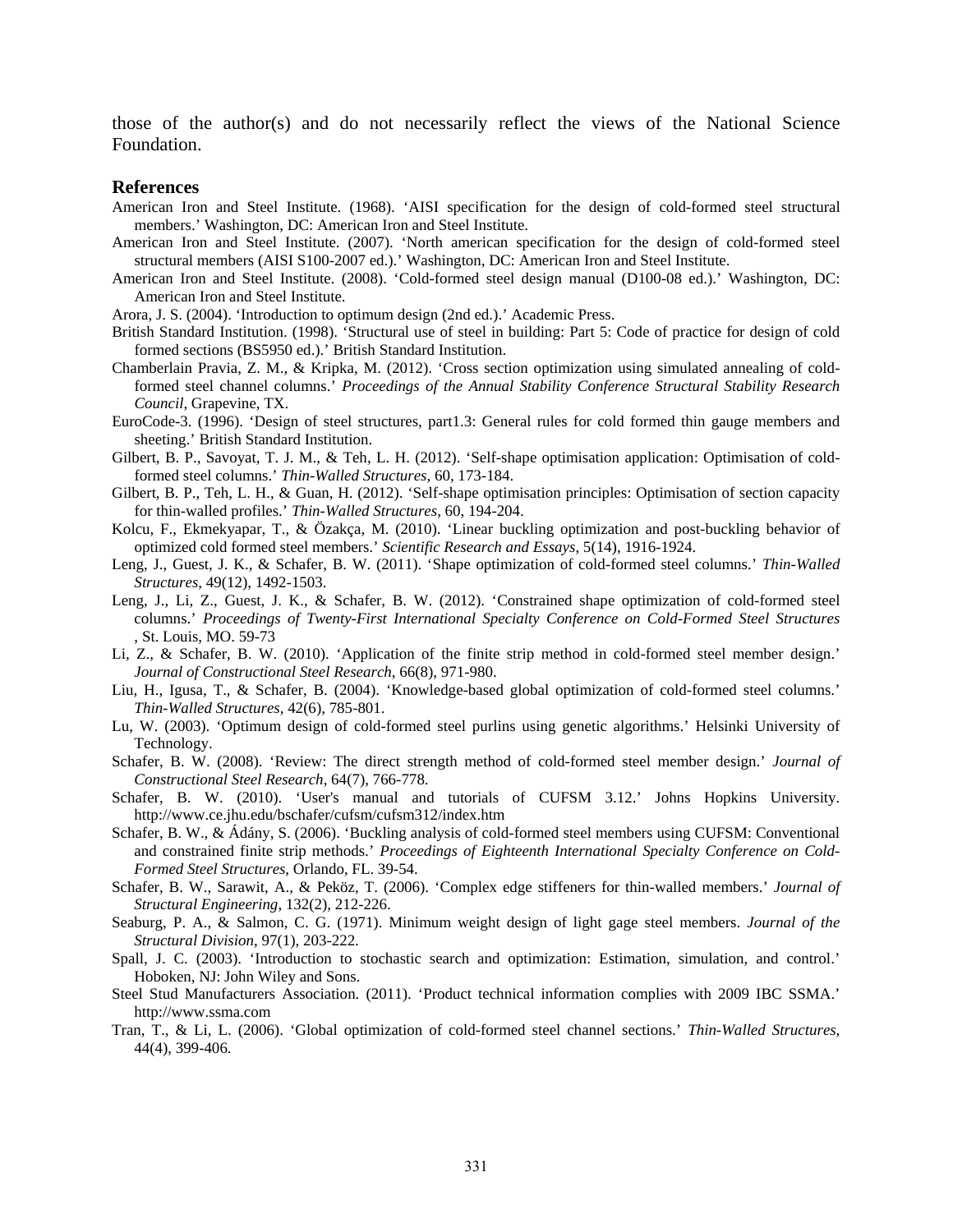those of the author(s) and do not necessarily reflect the views of the National Science Foundation.

## References

American Iron and Steel Institute. (1968). 'AISI specification for the design of cold-formed steel structural members.' Washington, DC: American Iron and Steel Institute.

American Iron and Steel Institute. (2007). 'North american specification for the design of cold-formed steel structural members (AISI S100-2007 ed.).' Washington, DC: American Iron and Steel Institute.

American Iron and Steel Institute. (2008). 'Cold-formed steel design manual (D100-08 ed.).' Washington, DC: American Iron and Steel Institute.

Arora, J. S. (2004). 'Introduction to optimum design (2nd ed.).' Academic Press.

British Standard Institution. (1998). 'Structural use of steel in building: Part 5: Code of practice for design of cold formed sections (BS5950 ed.).' British Standard Institution.

Chamberlain Pravia, Z. M., & Kripka, M. (2012). 'Cross section optimization using simulated annealing of cold-formed steel channel columns.' *Proceedings of the Annual Stability Conference Structural Stability Research Council*, Grapevine, TX.

EuroCode-3. (1996). 'Design of steel structures, part1.3: General rules for cold formed thin gauge members and sheeting.' British Standard Institution.

Gilbert, B. P., Savoyat, T. J. M., & Teh, L. H. (2012). 'Self-shape optimisation application: Optimisation of cold-formed steel columns.' *Thin-Walled Structures*, 60, 173-184.

Gilbert, B. P., Teh, L. H., & Guan, H. (2012). 'Self-shape optimisation principles: Optimisation of section capacity for thin-walled profiles.' *Thin-Walled Structures*, 60, 194-204.

Kolcu, F., Ekmekyapar, T., & Özakça, M. (2010). 'Linear buckling optimization and post-buckling behavior of optimized cold formed steel members.' *Scientific Research and Essays*, 5(14), 1916-1924.

Leng, J., Guest, J. K., & Schafer, B. W. (2011). 'Shape optimization of cold-formed steel columns.' *Thin-Walled Structures*, 49(12), 1492-1503.

Leng, J., Li, Z., Guest, J. K., & Schafer, B. W. (2012). 'Constrained shape optimization of cold-formed steel columns.' *Proceedings of Twenty-First International Specialty Conference on Cold-Formed Steel Structures* , St. Louis, MO. 59-73

Li, Z., & Schafer, B. W. (2010). 'Application of the finite strip method in cold-formed steel member design.' *Journal of Constructional Steel Research*, 66(8), 971-980.

Liu, H., Igusa, T., & Schafer, B. (2004). 'Knowledge-based global optimization of cold-formed steel columns.' *Thin-Walled Structures*, 42(6), 785-801.

Lu, W. (2003). 'Optimum design of cold-formed steel purlins using genetic algorithms.' Helsinki University of Technology.

Schafer, B. W. (2008). 'Review: The direct strength method of cold-formed steel member design.' *Journal of Constructional Steel Research*, 64(7), 766-778.

Schafer, B. W. (2010). 'User's manual and tutorials of CUFSM 3.12.' Johns Hopkins University. http://www.ce.jhu.edu/bschafer/cufsm/cufsm312/index.htm

Schafer, B. W., & Ádány, S. (2006). 'Buckling analysis of cold-formed steel members using CUFSM: Conventional and constrained finite strip methods.' *Proceedings of Eighteenth International Specialty Conference on Cold-Formed Steel Structures*, Orlando, FL. 39-54.

Schafer, B. W., Sarawit, A., & Peköz, T. (2006). 'Complex edge stiffeners for thin-walled members.' *Journal of Structural Engineering*, 132(2), 212-226.

Seaburg, P. A., & Salmon, C. G. (1971). Minimum weight design of light gage steel members. *Journal of the Structural Division*, 97(1), 203-222.

Spall, J. C. (2003). 'Introduction to stochastic search and optimization: Estimation, simulation, and control.' Hoboken, NJ: John Wiley and Sons.

Steel Stud Manufacturers Association. (2011). 'Product technical information complies with 2009 IBC SSMA.' http://www.ssma.com

Tran, T., & Li, L. (2006). 'Global optimization of cold-formed steel channel sections.' *Thin-Walled Structures*, 44(4), 399-406.